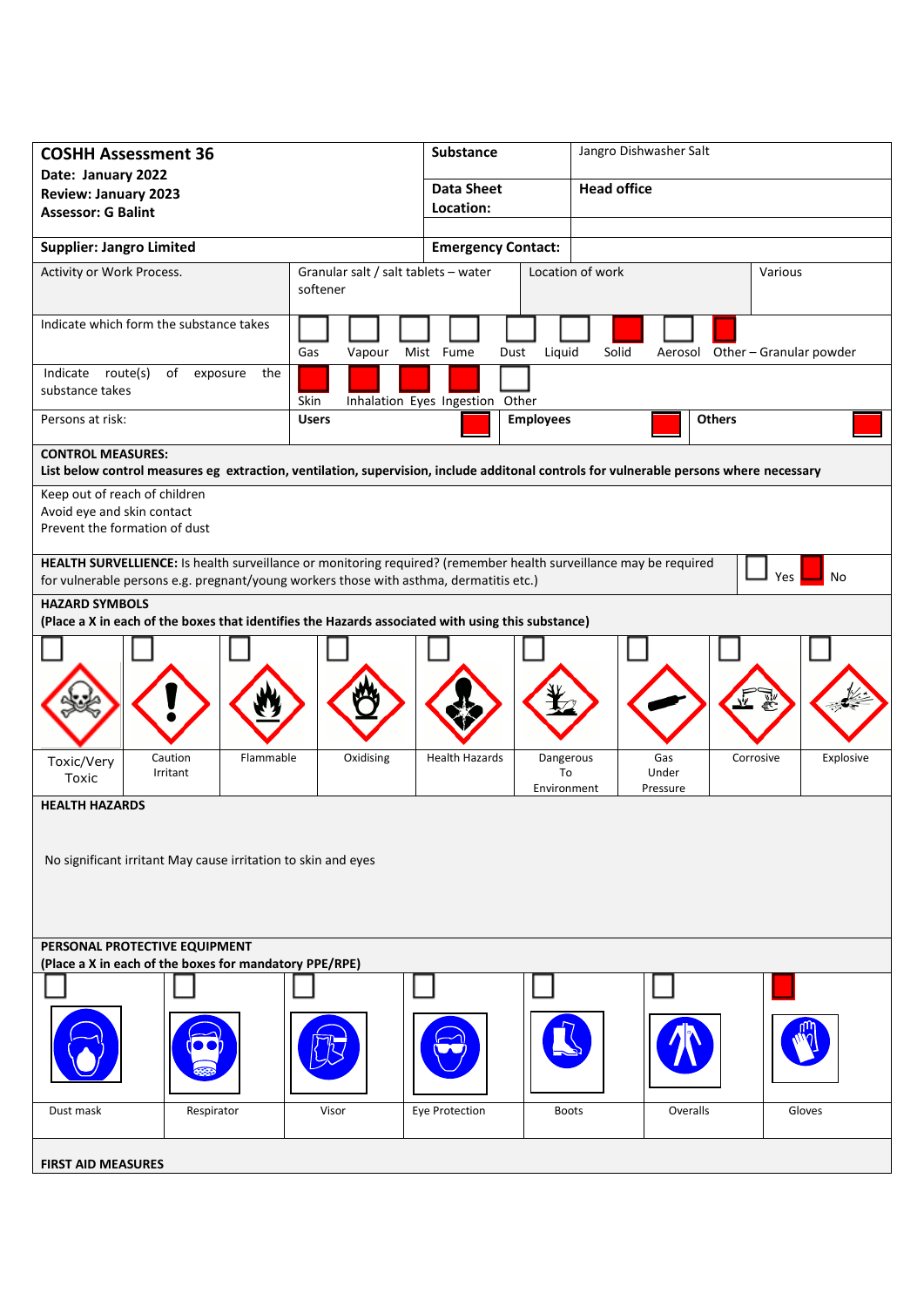| **COSHH Assessment 36**<br>**Date: January 2022**<br>**Review: January 2023**<br>**Assessor: G Balint** | **Substance** | Jangro Dishwasher Salt |
|---|---|---|
| | **Data Sheet Location:** | **Head office** |
| **Supplier: Jangro Limited** | **Emergency Contact:** | |

| Activity or Work Process. | Granular salt / salt tablets – water softener | Location of work | Various |
|---|---|---|---|

**Indicate which form the substance takes**

| Gas | Vapour | Mist | Fume | Dust | Liquid | Solid | Aerosol | Other – Granular powder |
|---|---|---|---|---|---|---|---|---|
| ☐ | ☐ | ☐ | ☐ | ☐ | ☐ | ■ | ☐ | ■ |

**Indicate route(s) of exposure the substance takes**

| Skin | Inhalation | Eyes | Ingestion | Other |
|---|---|---|---|---|
| ■ | ■ | ■ | ■ | ☐ |

**Persons at risk:**

| Users | Employees | Others |
|---|---|---|
| ■ | ■ | ■ |

**CONTROL MEASURES:**
**List below control measures eg extraction, ventilation, supervision, include additonal controls for vulnerable persons where necessary**

Keep out of reach of children
Avoid eye and skin contact
Prevent the formation of dust

**HEALTH SURVELLIENCE:** Is health surveillance or monitoring required? (remember health surveillance may be required for vulnerable persons e.g. pregnant/young workers those with asthma, dermatitis etc.)

☐ Yes ■ No

**HAZARD SYMBOLS**
**(Place a X in each of the boxes that identifies the Hazards associated with using this substance)**

| Toxic/Very Toxic | Caution Irritant | Flammable | Oxidising | Health Hazards | Dangerous To Environment | Gas Under Pressure | Corrosive | Explosive |
|---|---|---|---|---|---|---|---|---|
| ☐ | ☐ | ☐ | ☐ | ☐ | ☐ | ☐ | ☐ | ☐ |

**HEALTH HAZARDS**

No significant irritant May cause irritation to skin and eyes

**PERSONAL PROTECTIVE EQUIPMENT**
**(Place a X in each of the boxes for mandatory PPE/RPE)**

| Dust mask | Respirator | Visor | Eye Protection | Boots | Overalls | Gloves |
|---|---|---|---|---|---|---|
| ☐ | ☐ | ☐ | ☐ | ☐ | ☐ | ■ |

**FIRST AID MEASURES**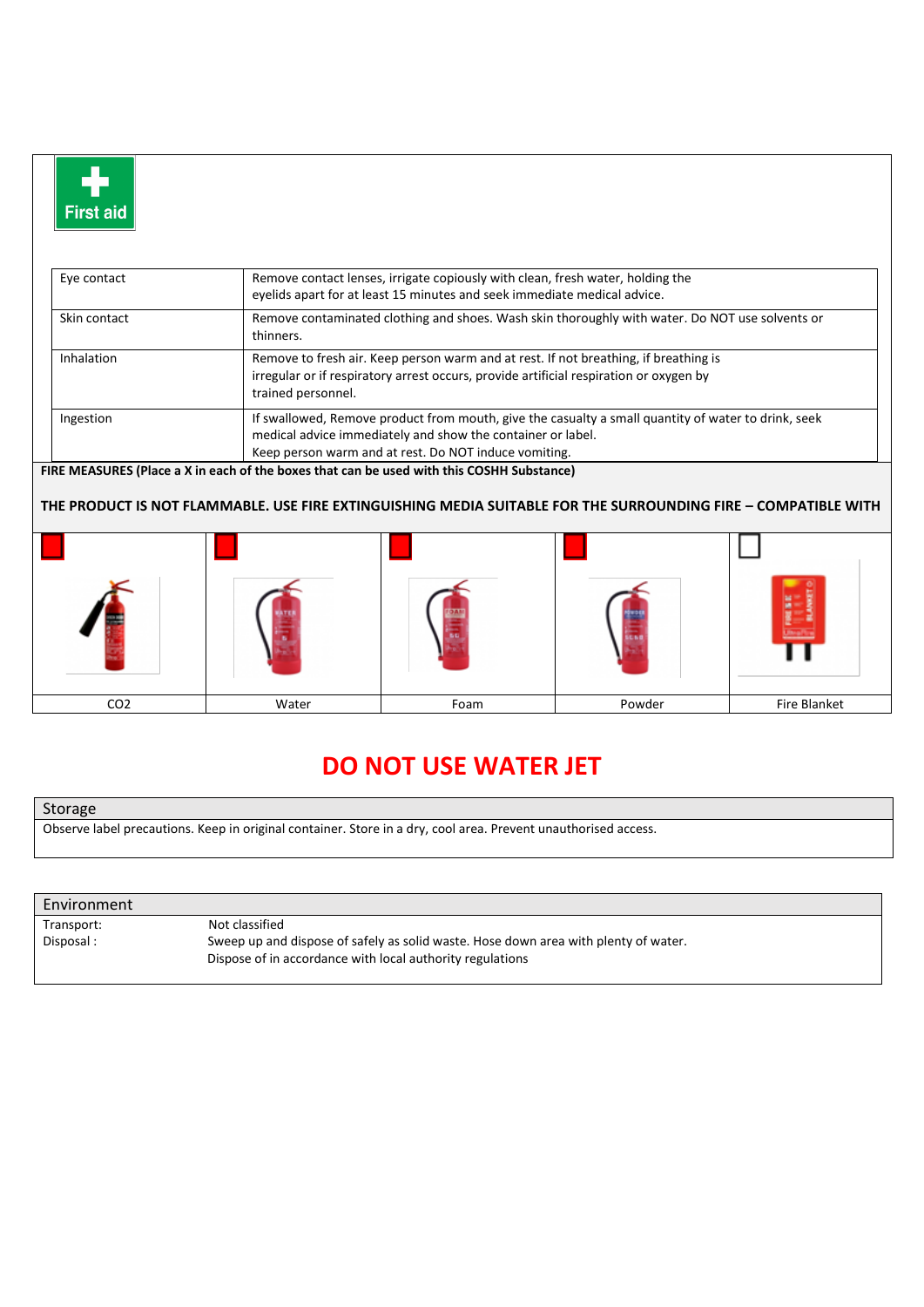First aid

| | |
|---|---|
| Eye contact | Remove contact lenses, irrigate copiously with clean, fresh water, holding the eyelids apart for at least 15 minutes and seek immediate medical advice. |
| Skin contact | Remove contaminated clothing and shoes. Wash skin thoroughly with water. Do NOT use solvents or thinners. |
| Inhalation | Remove to fresh air. Keep person warm and at rest. If not breathing, if breathing is irregular or if respiratory arrest occurs, provide artificial respiration or oxygen by trained personnel. |
| Ingestion | If swallowed, Remove product from mouth, give the casualty a small quantity of water to drink, seek medical advice immediately and show the container or label. Keep person warm and at rest. Do NOT induce vomiting. |

**FIRE MEASURES (Place a X in each of the boxes that can be used with this COSHH Substance)**

**THE PRODUCT IS NOT FLAMMABLE. USE FIRE EXTINGUISHING MEDIA SUITABLE FOR THE SURROUNDING FIRE – COMPATIBLE WITH**

| CO2 | Water | Foam | Powder | Fire Blanket |
|---|---|---|---|---|

## DO NOT USE WATER JET

| Storage |
|---|
| Observe label precautions. Keep in original container. Store in a dry, cool area. Prevent unauthorised access. |

| Environment | |
|---|---|
| Transport: | Not classified |
| Disposal : | Sweep up and dispose of safely as solid waste. Hose down area with plenty of water. Dispose of in accordance with local authority regulations |